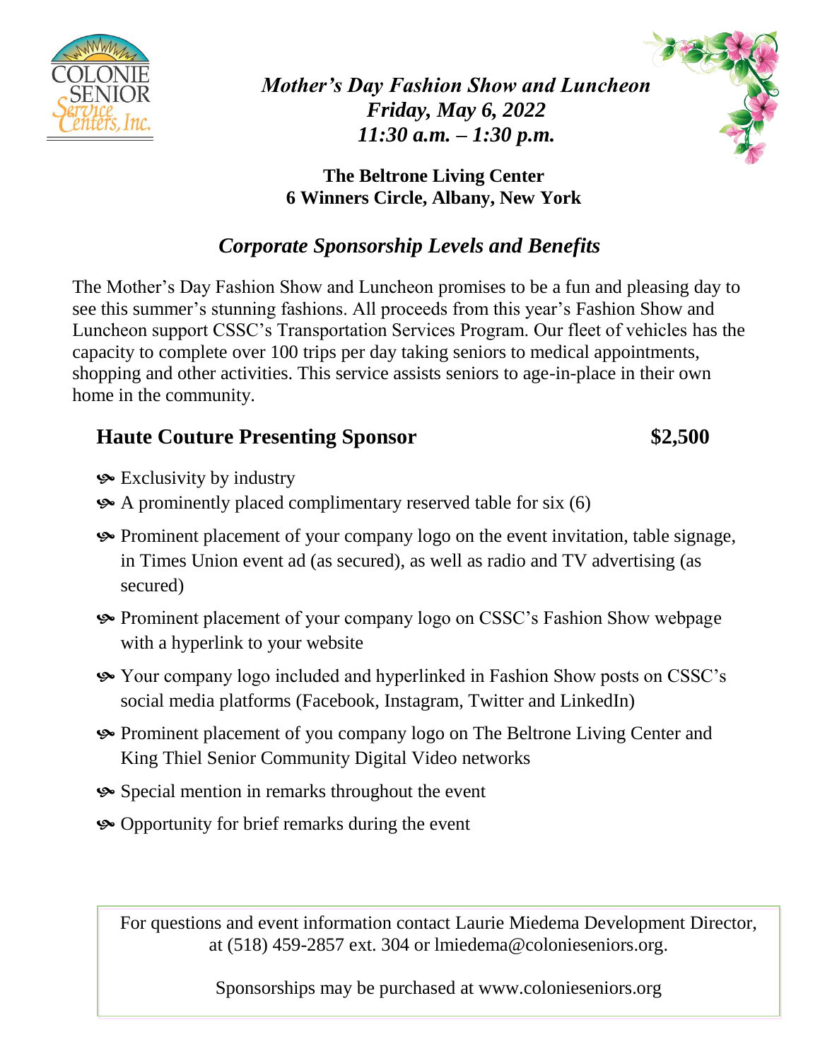# *Mother's Day Fashion Show and Luncheon*
## *Friday, May 6, 2022*
## *11:30 a.m. – 1:30 p.m.*

**The Beltrone Living Center**
**6 Winners Circle, Albany, New York**

## *Corporate Sponsorship Levels and Benefits*

The Mother's Day Fashion Show and Luncheon promises to be a fun and pleasing day to see this summer's stunning fashions. All proceeds from this year's Fashion Show and Luncheon support CSSC's Transportation Services Program. Our fleet of vehicles has the capacity to complete over 100 trips per day taking seniors to medical appointments, shopping and other activities. This service assists seniors to age-in-place in their own home in the community.

### Haute Couture Presenting Sponsor $2,500

- Exclusivity by industry
- A prominently placed complimentary reserved table for six (6)
- Prominent placement of your company logo on the event invitation, table signage, in Times Union event ad (as secured), as well as radio and TV advertising (as secured)
- Prominent placement of your company logo on CSSC's Fashion Show webpage with a hyperlink to your website
- Your company logo included and hyperlinked in Fashion Show posts on CSSC's social media platforms (Facebook, Instagram, Twitter and LinkedIn)
- Prominent placement of you company logo on The Beltrone Living Center and King Thiel Senior Community Digital Video networks
- Special mention in remarks throughout the event
- Opportunity for brief remarks during the event

For questions and event information contact Laurie Miedema Development Director, at (518) 459-2857 ext. 304 or lmiedema@colonieseniors.org.

Sponsorships may be purchased at www.colonieseniors.org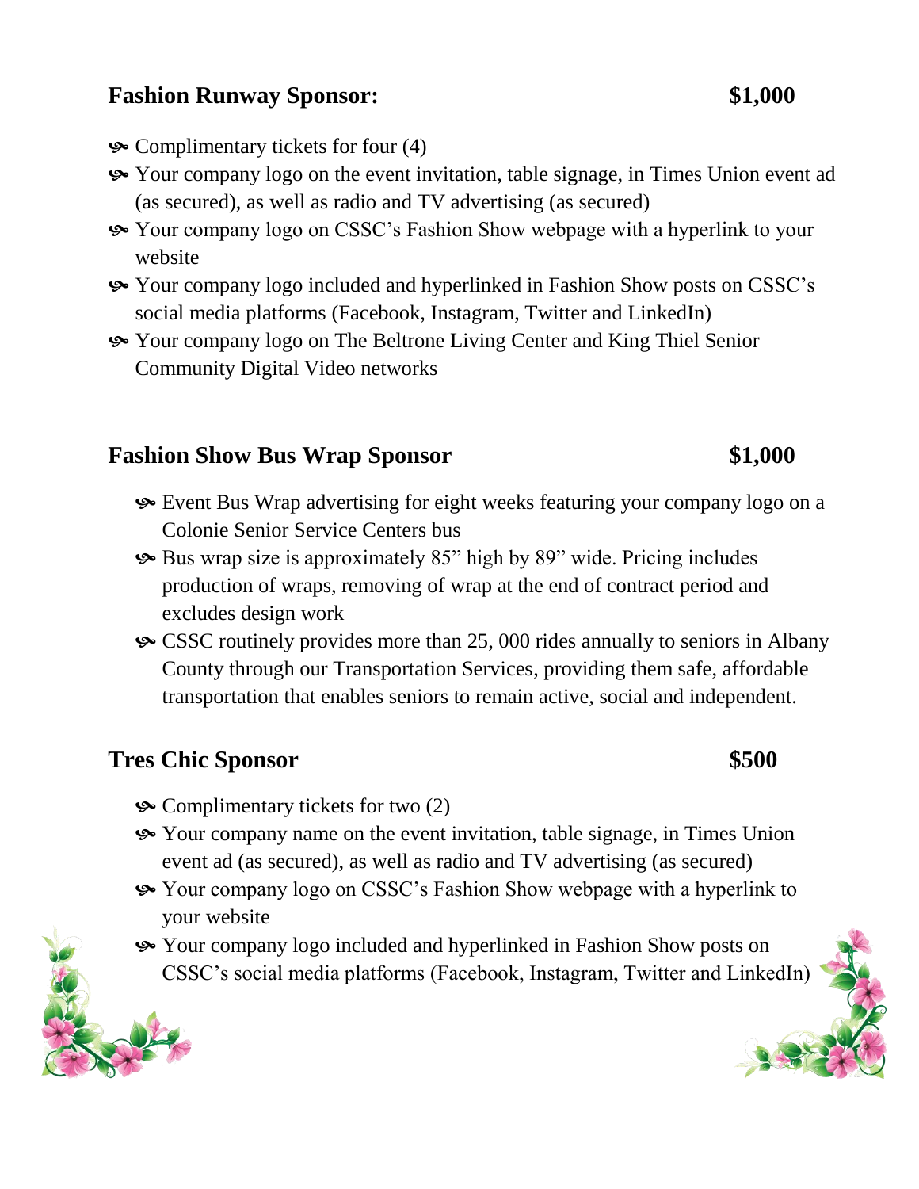## Fashion Runway Sponsor: $1,000

- Complimentary tickets for four (4)
- Your company logo on the event invitation, table signage, in Times Union event ad (as secured), as well as radio and TV advertising (as secured)
- Your company logo on CSSC's Fashion Show webpage with a hyperlink to your website
- Your company logo included and hyperlinked in Fashion Show posts on CSSC's social media platforms (Facebook, Instagram, Twitter and LinkedIn)
- Your company logo on The Beltrone Living Center and King Thiel Senior Community Digital Video networks

## Fashion Show Bus Wrap Sponsor $1,000

- Event Bus Wrap advertising for eight weeks featuring your company logo on a Colonie Senior Service Centers bus
- Bus wrap size is approximately 85" high by 89" wide. Pricing includes production of wraps, removing of wrap at the end of contract period and excludes design work
- CSSC routinely provides more than 25, 000 rides annually to seniors in Albany County through our Transportation Services, providing them safe, affordable transportation that enables seniors to remain active, social and independent.

## Tres Chic Sponsor $500

- Complimentary tickets for two (2)
- Your company name on the event invitation, table signage, in Times Union event ad (as secured), as well as radio and TV advertising (as secured)
- Your company logo on CSSC's Fashion Show webpage with a hyperlink to your website
- Your company logo included and hyperlinked in Fashion Show posts on CSSC's social media platforms (Facebook, Instagram, Twitter and LinkedIn)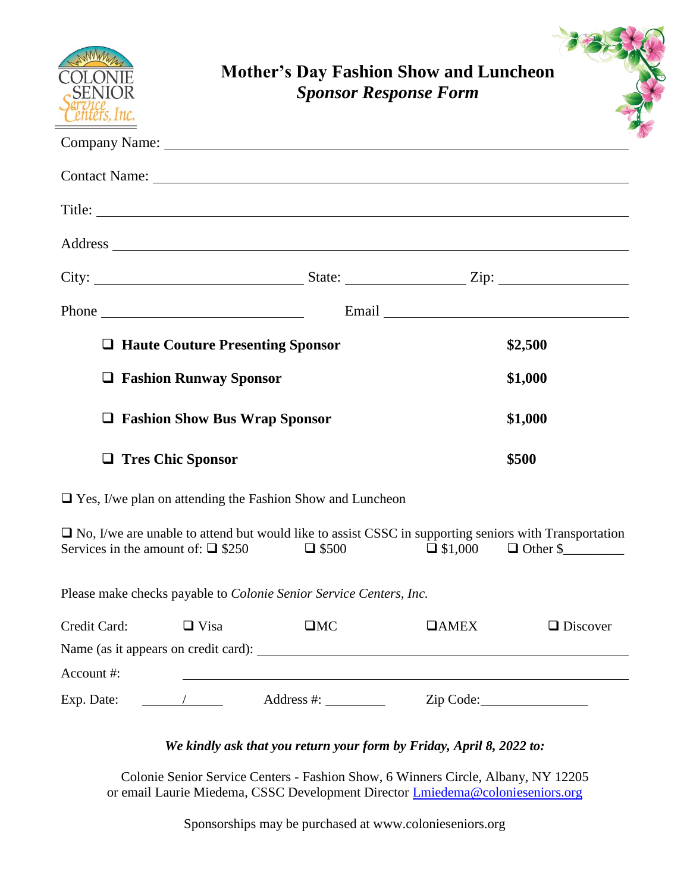# Mother's Day Fashion Show and Luncheon

## *Sponsor Response Form*

Company Name: ______________________________

Contact Name: ______________________________

Title: ______________________________

Address ______________________________

City: ______________ State: ______________ Zip: ______________

Phone ______________ Email ______________

| | |
|---|---|
| ❑ **Haute Couture Presenting Sponsor** | **$2,500** |
| ❑ **Fashion Runway Sponsor** | **$1,000** |
| ❑ **Fashion Show Bus Wrap Sponsor** | **$1,000** |
| ❑ **Tres Chic Sponsor** | **$500** |

❑ Yes, I/we plan on attending the Fashion Show and Luncheon

❑ No, I/we are unable to attend but would like to assist CSSC in supporting seniors with Transportation Services in the amount of: ❑ $250 ❑ $500 ❑ $1,000 ❑ Other $________

Please make checks payable to *Colonie Senior Service Centers, Inc.*

Credit Card: ❑ Visa ❑MC ❑AMEX ❑ Discover

Name (as it appears on credit card): ______________________________

Account #: ______________________________

Exp. Date: _____/_____ Address #: __________ Zip Code: ______________

***We kindly ask that you return your form by Friday, April 8, 2022 to:***

Colonie Senior Service Centers - Fashion Show, 6 Winners Circle, Albany, NY 12205
or email Laurie Miedema, CSSC Development Director Lmiedema@colonieseniors.org

Sponsorships may be purchased at www.colonieseniors.org